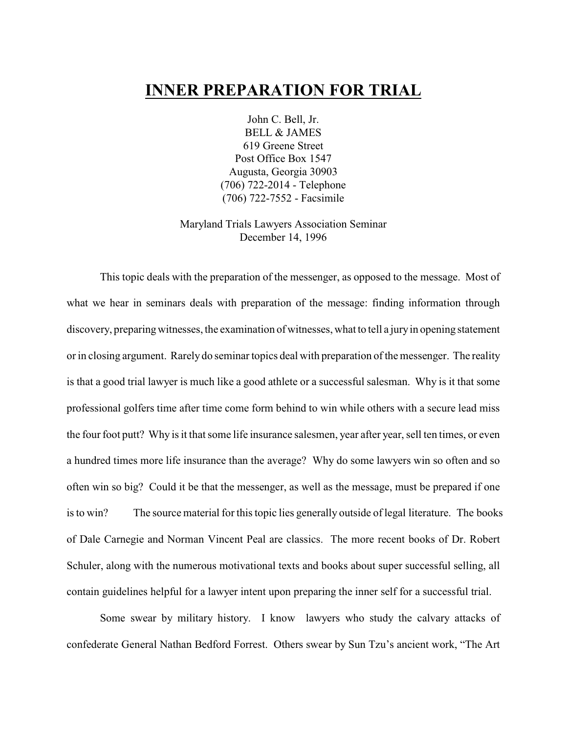# INNER PREPARATION FOR TRIAL

John C. Bell, Jr.
BELL & JAMES
619 Greene Street
Post Office Box 1547
Augusta, Georgia 30903
(706) 722-2014 - Telephone
(706) 722-7552 - Facsimile

Maryland Trials Lawyers Association Seminar
December 14, 1996

This topic deals with the preparation of the messenger, as opposed to the message. Most of what we hear in seminars deals with preparation of the message: finding information through discovery, preparing witnesses, the examination of witnesses, what to tell a jury in opening statement or in closing argument. Rarely do seminar topics deal with preparation of the messenger. The reality is that a good trial lawyer is much like a good athlete or a successful salesman. Why is it that some professional golfers time after time come form behind to win while others with a secure lead miss the four foot putt? Why is it that some life insurance salesmen, year after year, sell ten times, or even a hundred times more life insurance than the average? Why do some lawyers win so often and so often win so big? Could it be that the messenger, as well as the message, must be prepared if one is to win? The source material for this topic lies generally outside of legal literature. The books of Dale Carnegie and Norman Vincent Peal are classics. The more recent books of Dr. Robert Schuler, along with the numerous motivational texts and books about super successful selling, all contain guidelines helpful for a lawyer intent upon preparing the inner self for a successful trial.

Some swear by military history. I know lawyers who study the calvary attacks of confederate General Nathan Bedford Forrest. Others swear by Sun Tzu's ancient work, "The Art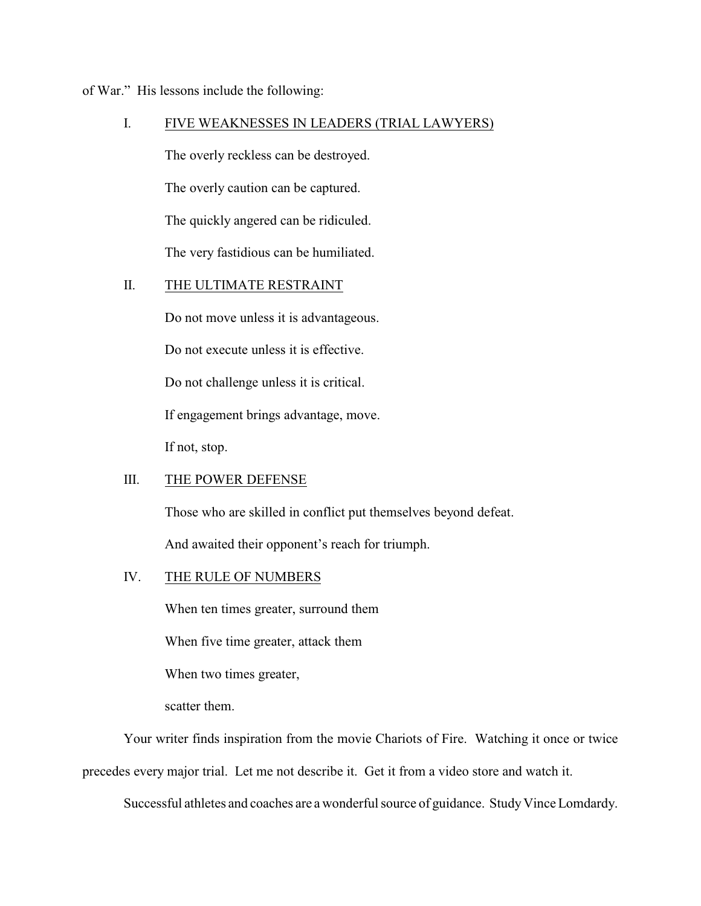of War." His lessons include the following:

I. <u>FIVE WEAKNESSES IN LEADERS (TRIAL LAWYERS)</u>

The overly reckless can be destroyed.

The overly caution can be captured.

The quickly angered can be ridiculed.

The very fastidious can be humiliated.

II. <u>THE ULTIMATE RESTRAINT</u>

Do not move unless it is advantageous.

Do not execute unless it is effective.

Do not challenge unless it is critical.

If engagement brings advantage, move.

If not, stop.

III. <u>THE POWER DEFENSE</u>

Those who are skilled in conflict put themselves beyond defeat.

And awaited their opponent's reach for triumph.

IV. <u>THE RULE OF NUMBERS</u>

When ten times greater, surround them

When five time greater, attack them

When two times greater,

scatter them.

Your writer finds inspiration from the movie Chariots of Fire. Watching it once or twice precedes every major trial. Let me not describe it. Get it from a video store and watch it.

Successful athletes and coaches are a wonderful source of guidance. Study Vince Lomdardy.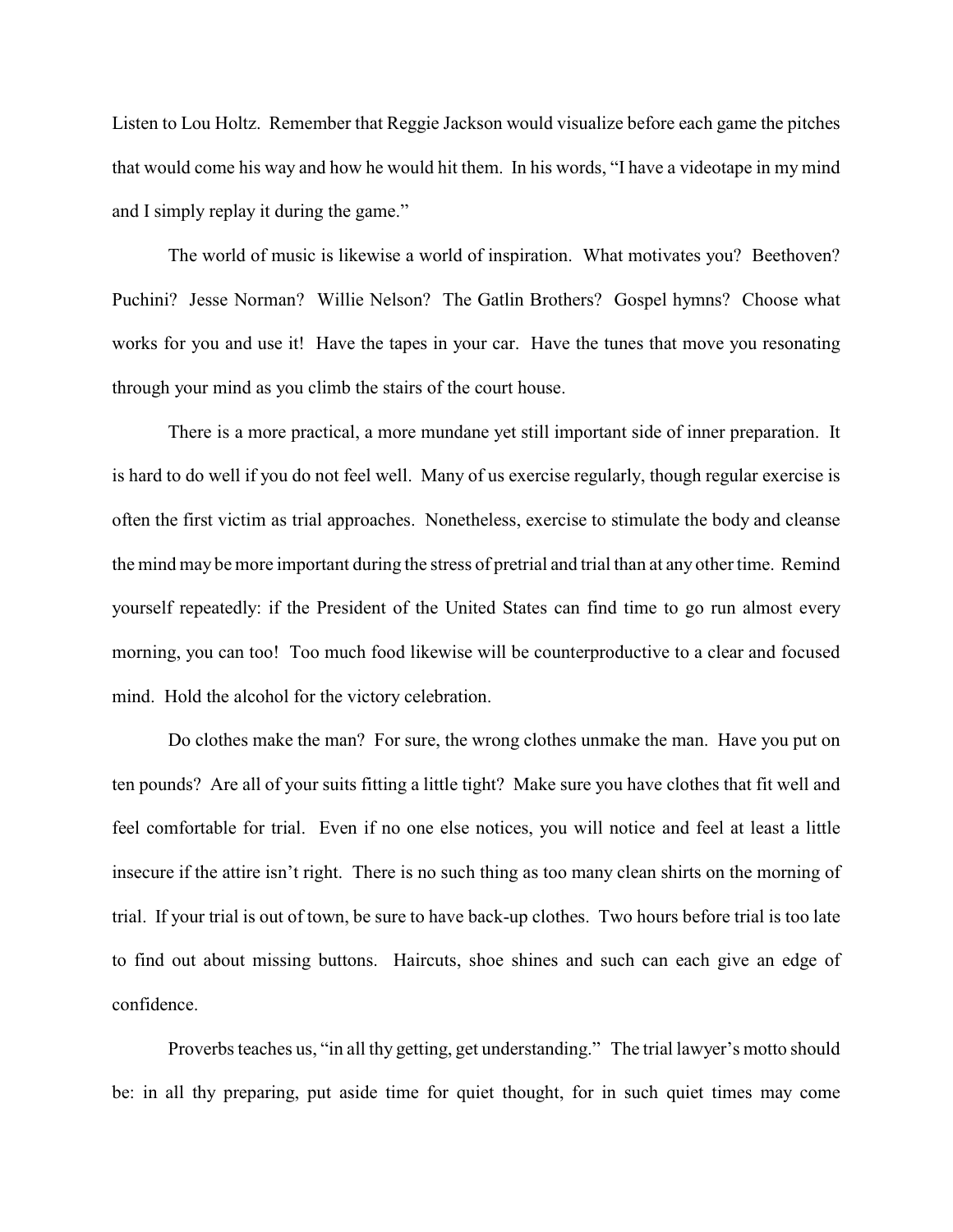Listen to Lou Holtz. Remember that Reggie Jackson would visualize before each game the pitches that would come his way and how he would hit them. In his words, "I have a videotape in my mind and I simply replay it during the game."

The world of music is likewise a world of inspiration. What motivates you? Beethoven? Puchini? Jesse Norman? Willie Nelson? The Gatlin Brothers? Gospel hymns? Choose what works for you and use it! Have the tapes in your car. Have the tunes that move you resonating through your mind as you climb the stairs of the court house.

There is a more practical, a more mundane yet still important side of inner preparation. It is hard to do well if you do not feel well. Many of us exercise regularly, though regular exercise is often the first victim as trial approaches. Nonetheless, exercise to stimulate the body and cleanse the mind may be more important during the stress of pretrial and trial than at any other time. Remind yourself repeatedly: if the President of the United States can find time to go run almost every morning, you can too! Too much food likewise will be counterproductive to a clear and focused mind. Hold the alcohol for the victory celebration.

Do clothes make the man? For sure, the wrong clothes unmake the man. Have you put on ten pounds? Are all of your suits fitting a little tight? Make sure you have clothes that fit well and feel comfortable for trial. Even if no one else notices, you will notice and feel at least a little insecure if the attire isn't right. There is no such thing as too many clean shirts on the morning of trial. If your trial is out of town, be sure to have back-up clothes. Two hours before trial is too late to find out about missing buttons. Haircuts, shoe shines and such can each give an edge of confidence.

Proverbs teaches us, "in all thy getting, get understanding." The trial lawyer's motto should be: in all thy preparing, put aside time for quiet thought, for in such quiet times may come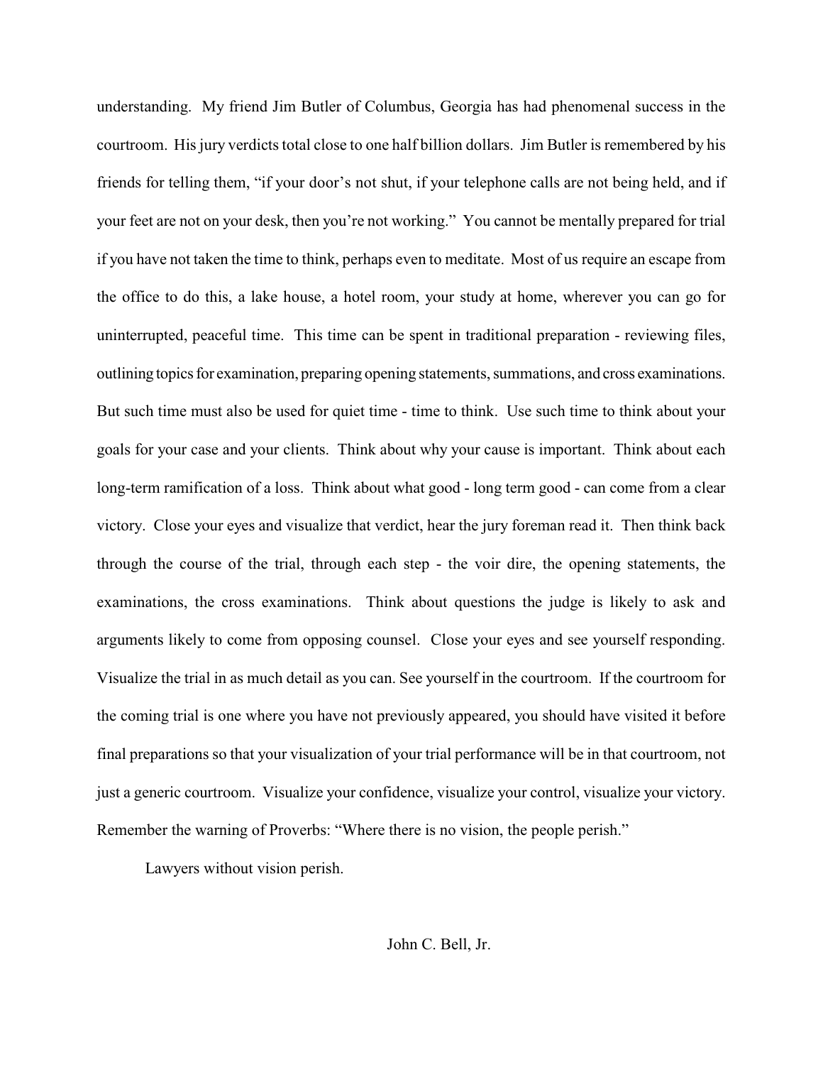understanding. My friend Jim Butler of Columbus, Georgia has had phenomenal success in the courtroom. His jury verdicts total close to one half billion dollars. Jim Butler is remembered by his friends for telling them, "if your door's not shut, if your telephone calls are not being held, and if your feet are not on your desk, then you're not working." You cannot be mentally prepared for trial if you have not taken the time to think, perhaps even to meditate. Most of us require an escape from the office to do this, a lake house, a hotel room, your study at home, wherever you can go for uninterrupted, peaceful time. This time can be spent in traditional preparation - reviewing files, outlining topics for examination, preparing opening statements, summations, and cross examinations. But such time must also be used for quiet time - time to think. Use such time to think about your goals for your case and your clients. Think about why your cause is important. Think about each long-term ramification of a loss. Think about what good - long term good - can come from a clear victory. Close your eyes and visualize that verdict, hear the jury foreman read it. Then think back through the course of the trial, through each step - the voir dire, the opening statements, the examinations, the cross examinations. Think about questions the judge is likely to ask and arguments likely to come from opposing counsel. Close your eyes and see yourself responding. Visualize the trial in as much detail as you can. See yourself in the courtroom. If the courtroom for the coming trial is one where you have not previously appeared, you should have visited it before final preparations so that your visualization of your trial performance will be in that courtroom, not just a generic courtroom. Visualize your confidence, visualize your control, visualize your victory. Remember the warning of Proverbs: "Where there is no vision, the people perish."

Lawyers without vision perish.

John C. Bell, Jr.